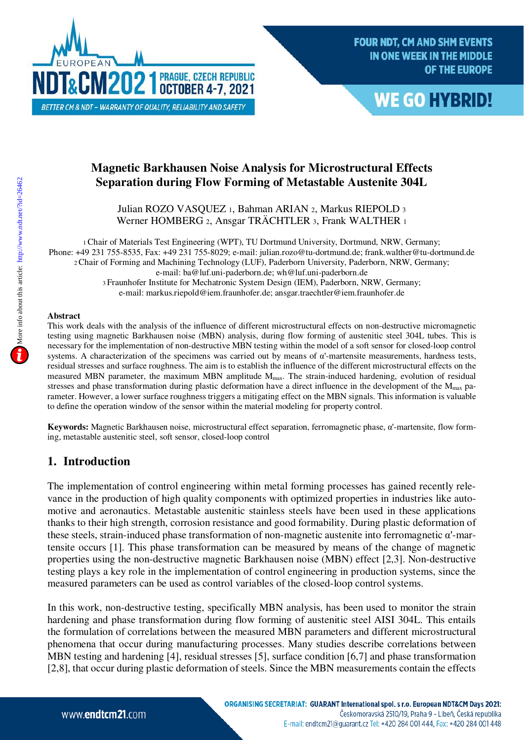# Magnetic Barkhausen Noise Analysis for Microstructural Effects Separation during Flow Forming of Metastable Austenite 304L

Julian ROZO VASQUEZ [1], Bahman ARIAN [2], Markus RIEPOLD [3]
Werner HOMBERG [2], Ansgar TRÄCHTLER [3], Frank WALTHER [1]

[1] Chair of Materials Test Engineering (WPT), TU Dortmund University, Dortmund, NRW, Germany;
Phone: +49 231 755-8535, Fax: +49 231 755-8029; e-mail: julian.rozo@tu-dortmund.de; frank.walther@tu-dortmund.de
[2] Chair of Forming and Machining Technology (LUF), Paderborn University, Paderborn, NRW, Germany;
e-mail: ba@luf.uni-paderborn.de; wh@luf.uni-paderborn.de
[3] Fraunhofer Institute for Mechatronic System Design (IEM), Paderborn, NRW, Germany;
e-mail: markus.riepold@iem.fraunhofer.de; ansgar.traechtler@iem.fraunhofer.de

**Abstract**

This work deals with the analysis of the influence of different microstructural effects on non-destructive micromagnetic testing using magnetic Barkhausen noise (MBN) analysis, during flow forming of austenitic steel 304L tubes. This is necessary for the implementation of non-destructive MBN testing within the model of a soft sensor for closed-loop control systems. A characterization of the specimens was carried out by means of α'-martensite measurements, hardness tests, residual stresses and surface roughness. The aim is to establish the influence of the different microstructural effects on the measured MBN parameter, the maximum MBN amplitude $M_{max}$. The strain-induced hardening, evolution of residual stresses and phase transformation during plastic deformation have a direct influence in the development of the $M_{max}$ parameter. However, a lower surface roughness triggers a mitigating effect on the MBN signals. This information is valuable to define the operation window of the sensor within the material modeling for property control.

**Keywords:** Magnetic Barkhausen noise, microstructural effect separation, ferromagnetic phase, α'-martensite, flow forming, metastable austenitic steel, soft sensor, closed-loop control

## 1. Introduction

The implementation of control engineering within metal forming processes has gained recently relevance in the production of high quality components with optimized properties in industries like automotive and aeronautics. Metastable austenitic stainless steels have been used in these applications thanks to their high strength, corrosion resistance and good formability. During plastic deformation of these steels, strain-induced phase transformation of non-magnetic austenite into ferromagnetic α'-martensite occurs [1]. This phase transformation can be measured by means of the change of magnetic properties using the non-destructive magnetic Barkhausen noise (MBN) effect [2,3]. Non-destructive testing plays a key role in the implementation of control engineering in production systems, since the measured parameters can be used as control variables of the closed-loop control systems.

In this work, non-destructive testing, specifically MBN analysis, has been used to monitor the strain hardening and phase transformation during flow forming of austenitic steel AISI 304L. This entails the formulation of correlations between the measured MBN parameters and different microstructural phenomena that occur during manufacturing processes. Many studies describe correlations between MBN testing and hardening [4], residual stresses [5], surface condition [6,7] and phase transformation [2,8], that occur during plastic deformation of steels. Since the MBN measurements contain the effects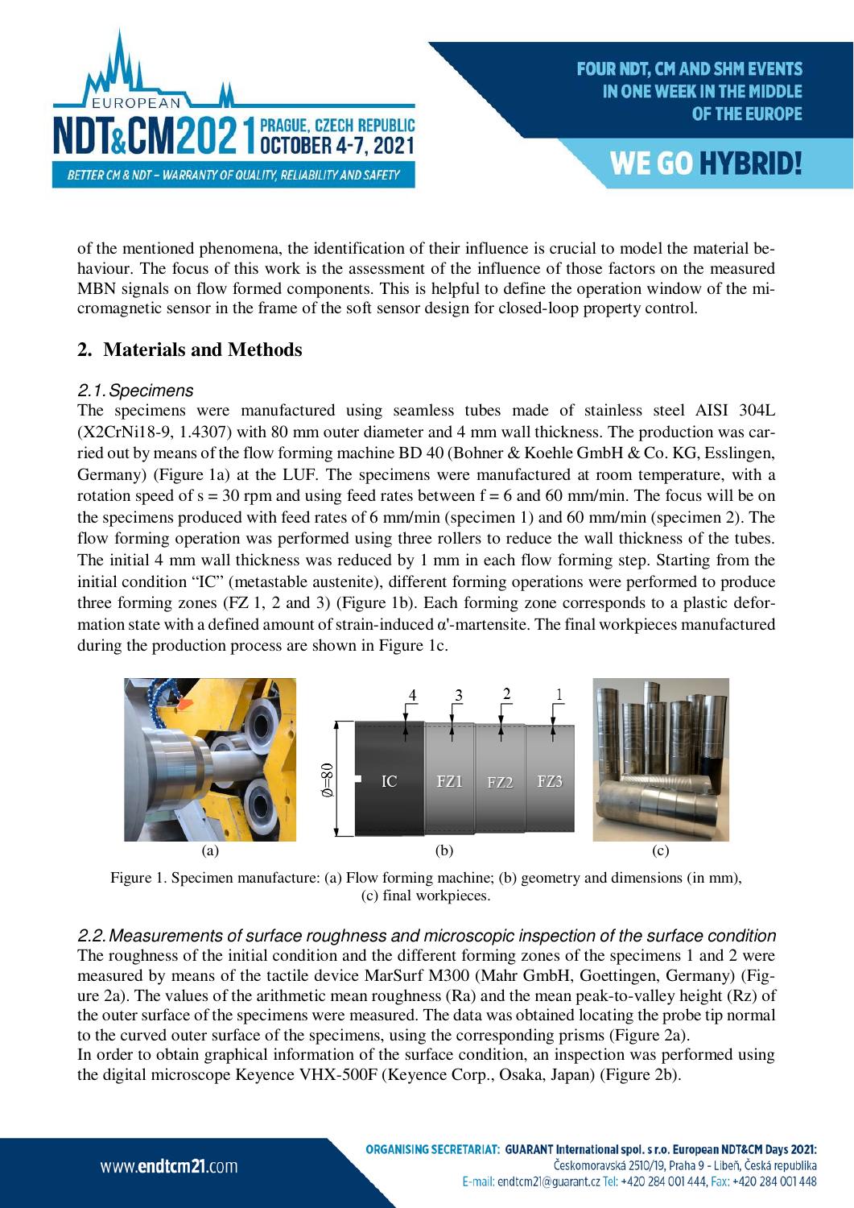of the mentioned phenomena, the identification of their influence is crucial to model the material behaviour. The focus of this work is the assessment of the influence of those factors on the measured MBN signals on flow formed components. This is helpful to define the operation window of the micromagnetic sensor in the frame of the soft sensor design for closed-loop property control.

## 2. Materials and Methods

### *2.1. Specimens*

The specimens were manufactured using seamless tubes made of stainless steel AISI 304L (X2CrNi18-9, 1.4307) with 80 mm outer diameter and 4 mm wall thickness. The production was carried out by means of the flow forming machine BD 40 (Bohner & Koehle GmbH & Co. KG, Esslingen, Germany) (Figure 1a) at the LUF. The specimens were manufactured at room temperature, with a rotation speed of s = 30 rpm and using feed rates between f = 6 and 60 mm/min. The focus will be on the specimens produced with feed rates of 6 mm/min (specimen 1) and 60 mm/min (specimen 2). The flow forming operation was performed using three rollers to reduce the wall thickness of the tubes. The initial 4 mm wall thickness was reduced by 1 mm in each flow forming step. Starting from the initial condition "IC" (metastable austenite), different forming operations were performed to produce three forming zones (FZ 1, 2 and 3) (Figure 1b). Each forming zone corresponds to a plastic deformation state with a defined amount of strain-induced α'-martensite. The final workpieces manufactured during the production process are shown in Figure 1c.

Figure 1. Specimen manufacture: (a) Flow forming machine; (b) geometry and dimensions (in mm), (c) final workpieces.

### *2.2. Measurements of surface roughness and microscopic inspection of the surface condition*

The roughness of the initial condition and the different forming zones of the specimens 1 and 2 were measured by means of the tactile device MarSurf M300 (Mahr GmbH, Goettingen, Germany) (Figure 2a). The values of the arithmetic mean roughness (Ra) and the mean peak-to-valley height (Rz) of the outer surface of the specimens were measured. The data was obtained locating the probe tip normal to the curved outer surface of the specimens, using the corresponding prisms (Figure 2a).

In order to obtain graphical information of the surface condition, an inspection was performed using the digital microscope Keyence VHX-500F (Keyence Corp., Osaka, Japan) (Figure 2b).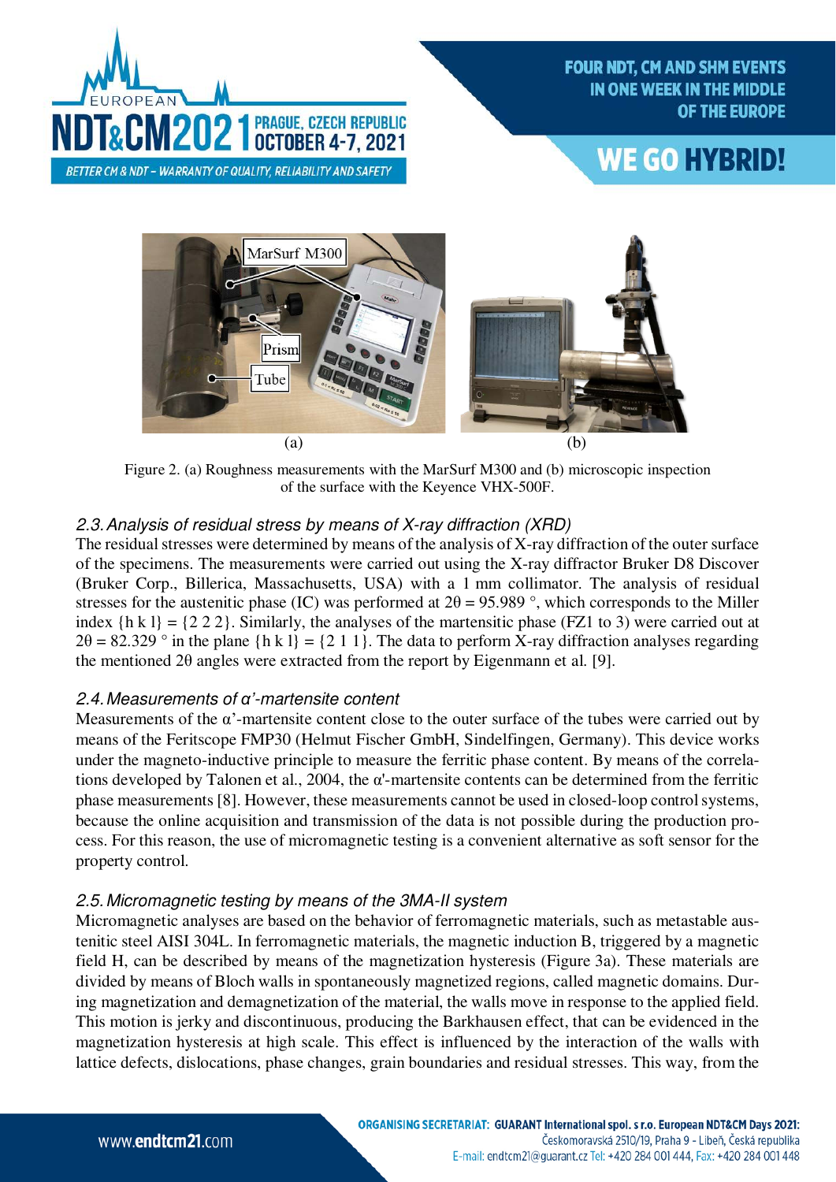Figure 2. (a) Roughness measurements with the MarSurf M300 and (b) microscopic inspection of the surface with the Keyence VHX-500F.

### 2.3. Analysis of residual stress by means of X-ray diffraction (XRD)

The residual stresses were determined by means of the analysis of X-ray diffraction of the outer surface of the specimens. The measurements were carried out using the X-ray diffractor Bruker D8 Discover (Bruker Corp., Billerica, Massachusetts, USA) with a 1 mm collimator. The analysis of residual stresses for the austenitic phase (IC) was performed at $2\theta = 95.989$ °, which corresponds to the Miller index {h k l} = {2 2 2}. Similarly, the analyses of the martensitic phase (FZ1 to 3) were carried out at $2\theta = 82.329$ ° in the plane {h k l} = {2 1 1}. The data to perform X-ray diffraction analyses regarding the mentioned $2\theta$ angles were extracted from the report by Eigenmann et al. [9].

### 2.4. Measurements of α'-martensite content

Measurements of the α'-martensite content close to the outer surface of the tubes were carried out by means of the Feritscope FMP30 (Helmut Fischer GmbH, Sindelfingen, Germany). This device works under the magneto-inductive principle to measure the ferritic phase content. By means of the correlations developed by Talonen et al., 2004, the α'-martensite contents can be determined from the ferritic phase measurements [8]. However, these measurements cannot be used in closed-loop control systems, because the online acquisition and transmission of the data is not possible during the production process. For this reason, the use of micromagnetic testing is a convenient alternative as soft sensor for the property control.

### 2.5. Micromagnetic testing by means of the 3MA-II system

Micromagnetic analyses are based on the behavior of ferromagnetic materials, such as metastable austenitic steel AISI 304L. In ferromagnetic materials, the magnetic induction B, triggered by a magnetic field H, can be described by means of the magnetization hysteresis (Figure 3a). These materials are divided by means of Bloch walls in spontaneously magnetized regions, called magnetic domains. During magnetization and demagnetization of the material, the walls move in response to the applied field. This motion is jerky and discontinuous, producing the Barkhausen effect, that can be evidenced in the magnetization hysteresis at high scale. This effect is influenced by the interaction of the walls with lattice defects, dislocations, phase changes, grain boundaries and residual stresses. This way, from the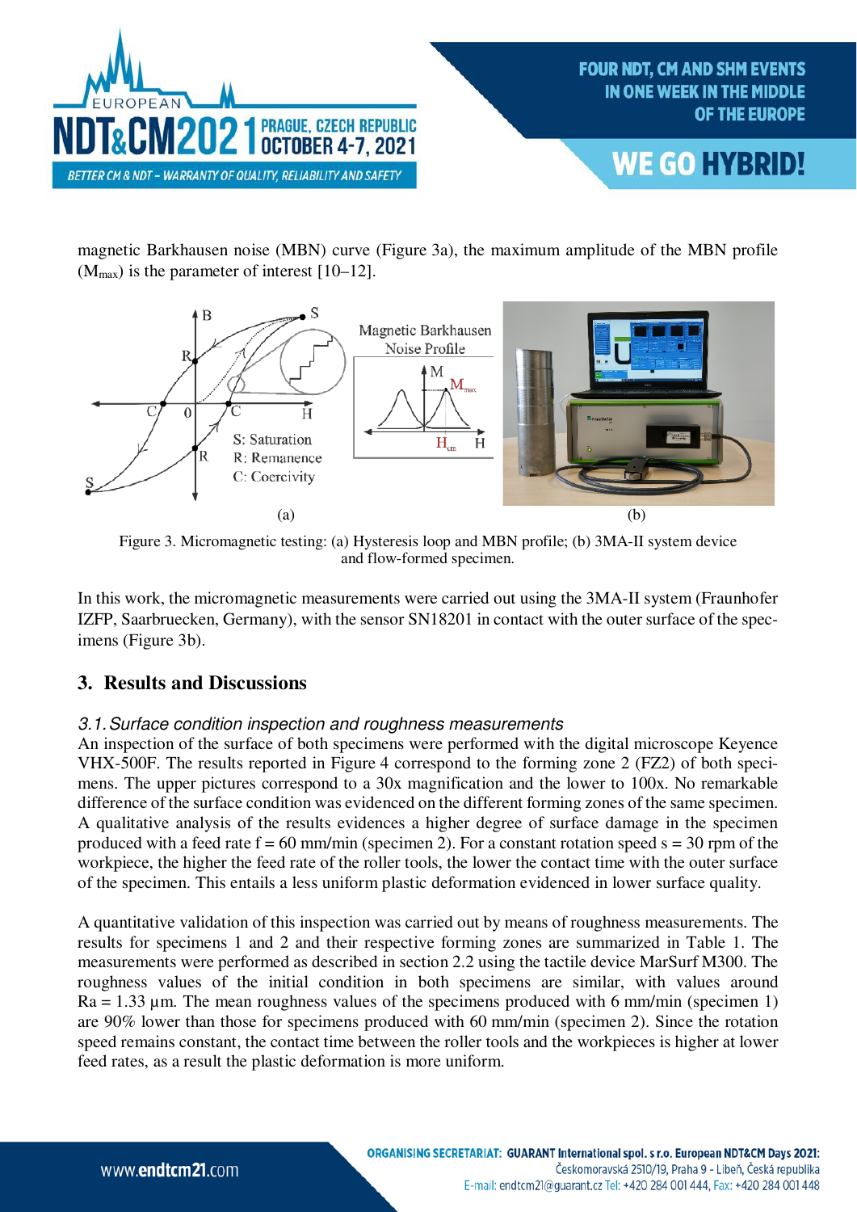magnetic Barkhausen noise (MBN) curve (Figure 3a), the maximum amplitude of the MBN profile ($M_{max}$) is the parameter of interest [10–12].

Figure 3. Micromagnetic testing: (a) Hysteresis loop and MBN profile; (b) 3MA-II system device and flow-formed specimen.

In this work, the micromagnetic measurements were carried out using the 3MA-II system (Fraunhofer IZFP, Saarbruecken, Germany), with the sensor SN18201 in contact with the outer surface of the specimens (Figure 3b).

## 3. Results and Discussions

### *3.1. Surface condition inspection and roughness measurements*

An inspection of the surface of both specimens were performed with the digital microscope Keyence VHX-500F. The results reported in Figure 4 correspond to the forming zone 2 (FZ2) of both specimens. The upper pictures correspond to a 30x magnification and the lower to 100x. No remarkable difference of the surface condition was evidenced on the different forming zones of the same specimen. A qualitative analysis of the results evidences a higher degree of surface damage in the specimen produced with a feed rate f = 60 mm/min (specimen 2). For a constant rotation speed s = 30 rpm of the workpiece, the higher the feed rate of the roller tools, the lower the contact time with the outer surface of the specimen. This entails a less uniform plastic deformation evidenced in lower surface quality.

A quantitative validation of this inspection was carried out by means of roughness measurements. The results for specimens 1 and 2 and their respective forming zones are summarized in Table 1. The measurements were performed as described in section 2.2 using the tactile device MarSurf M300. The roughness values of the initial condition in both specimens are similar, with values around Ra = 1.33 µm. The mean roughness values of the specimens produced with 6 mm/min (specimen 1) are 90% lower than those for specimens produced with 60 mm/min (specimen 2). Since the rotation speed remains constant, the contact time between the roller tools and the workpieces is higher at lower feed rates, as a result the plastic deformation is more uniform.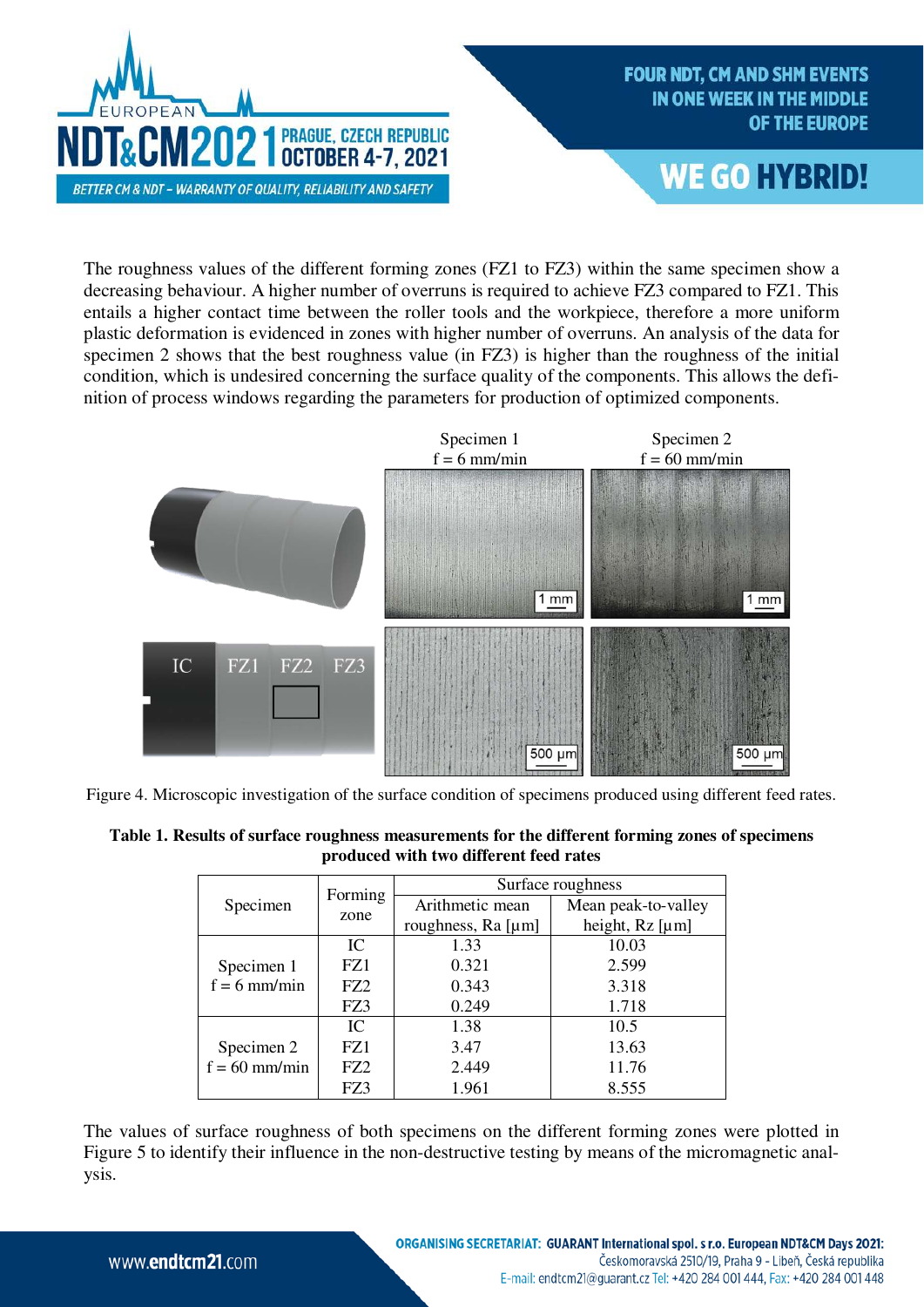The roughness values of the different forming zones (FZ1 to FZ3) within the same specimen show a decreasing behaviour. A higher number of overruns is required to achieve FZ3 compared to FZ1. This entails a higher contact time between the roller tools and the workpiece, therefore a more uniform plastic deformation is evidenced in zones with higher number of overruns. An analysis of the data for specimen 2 shows that the best roughness value (in FZ3) is higher than the roughness of the initial condition, which is undesired concerning the surface quality of the components. This allows the definition of process windows regarding the parameters for production of optimized components.

Figure 4. Microscopic investigation of the surface condition of specimens produced using different feed rates.

**Table 1. Results of surface roughness measurements for the different forming zones of specimens produced with two different feed rates**

| Specimen | Forming zone | Surface roughness | |
|---|---|---|---|
| | | Arithmetic mean roughness, Ra [µm] | Mean peak-to-valley height, Rz [µm] |
| Specimen 1<br>f = 6 mm/min | IC | 1.33 | 10.03 |
| | FZ1 | 0.321 | 2.599 |
| | FZ2 | 0.343 | 3.318 |
| | FZ3 | 0.249 | 1.718 |
| Specimen 2<br>f = 60 mm/min | IC | 1.38 | 10.5 |
| | FZ1 | 3.47 | 13.63 |
| | FZ2 | 2.449 | 11.76 |
| | FZ3 | 1.961 | 8.555 |

The values of surface roughness of both specimens on the different forming zones were plotted in Figure 5 to identify their influence in the non-destructive testing by means of the micromagnetic analysis.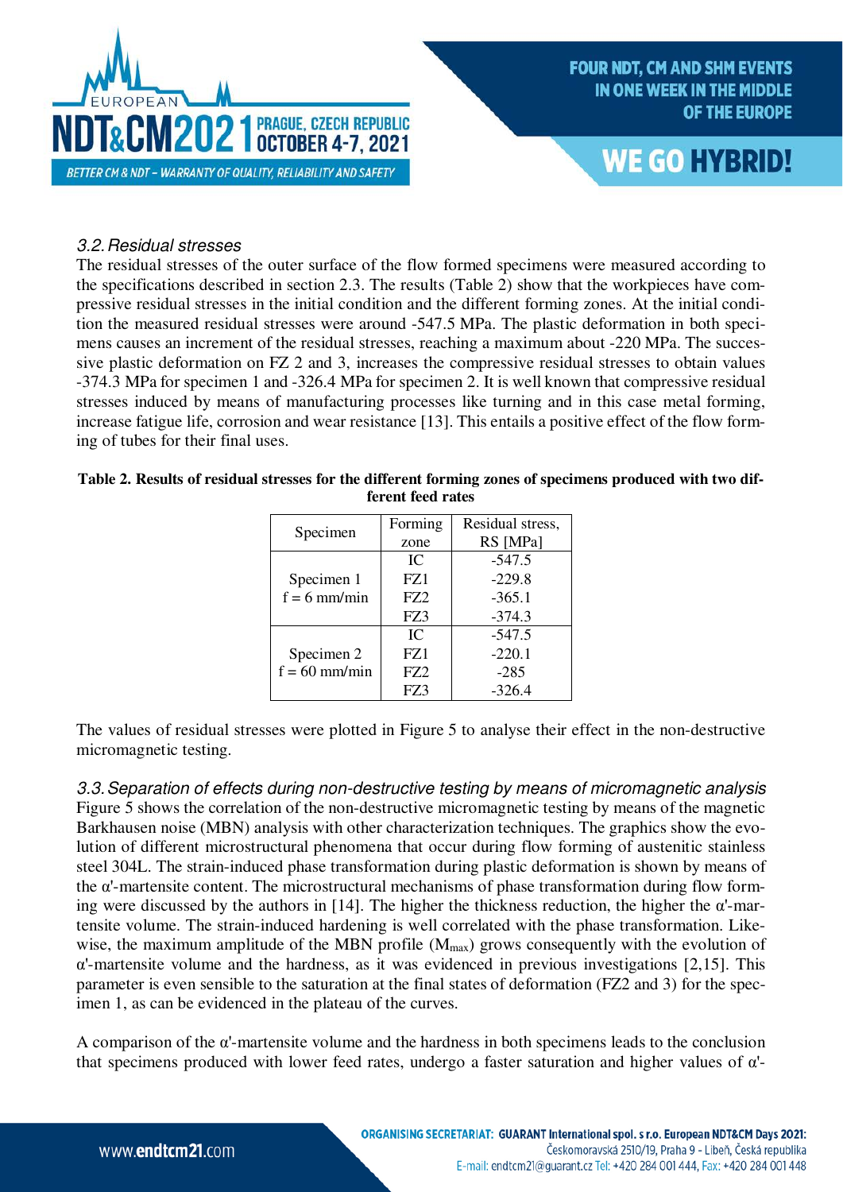### 3.2. Residual stresses

The residual stresses of the outer surface of the flow formed specimens were measured according to the specifications described in section 2.3. The results (Table 2) show that the workpieces have compressive residual stresses in the initial condition and the different forming zones. At the initial condition the measured residual stresses were around -547.5 MPa. The plastic deformation in both specimens causes an increment of the residual stresses, reaching a maximum about -220 MPa. The successive plastic deformation on FZ 2 and 3, increases the compressive residual stresses to obtain values -374.3 MPa for specimen 1 and -326.4 MPa for specimen 2. It is well known that compressive residual stresses induced by means of manufacturing processes like turning and in this case metal forming, increase fatigue life, corrosion and wear resistance [13]. This entails a positive effect of the flow forming of tubes for their final uses.

**Table 2. Results of residual stresses for the different forming zones of specimens produced with two different feed rates**

| Specimen | Forming zone | Residual stress, RS [MPa] |
|---|---|---|
| Specimen 1 f = 6 mm/min | IC | -547.5 |
| | FZ1 | -229.8 |
| | FZ2 | -365.1 |
| | FZ3 | -374.3 |
| Specimen 2 f = 60 mm/min | IC | -547.5 |
| | FZ1 | -220.1 |
| | FZ2 | -285 |
| | FZ3 | -326.4 |

The values of residual stresses were plotted in Figure 5 to analyse their effect in the non-destructive micromagnetic testing.

### 3.3. Separation of effects during non-destructive testing by means of micromagnetic analysis

Figure 5 shows the correlation of the non-destructive micromagnetic testing by means of the magnetic Barkhausen noise (MBN) analysis with other characterization techniques. The graphics show the evolution of different microstructural phenomena that occur during flow forming of austenitic stainless steel 304L. The strain-induced phase transformation during plastic deformation is shown by means of the α'-martensite content. The microstructural mechanisms of phase transformation during flow forming were discussed by the authors in [14]. The higher the thickness reduction, the higher the α'-martensite volume. The strain-induced hardening is well correlated with the phase transformation. Likewise, the maximum amplitude of the MBN profile ($M_{max}$) grows consequently with the evolution of α'-martensite volume and the hardness, as it was evidenced in previous investigations [2,15]. This parameter is even sensible to the saturation at the final states of deformation (FZ2 and 3) for the specimen 1, as can be evidenced in the plateau of the curves.

A comparison of the α'-martensite volume and the hardness in both specimens leads to the conclusion that specimens produced with lower feed rates, undergo a faster saturation and higher values of α'-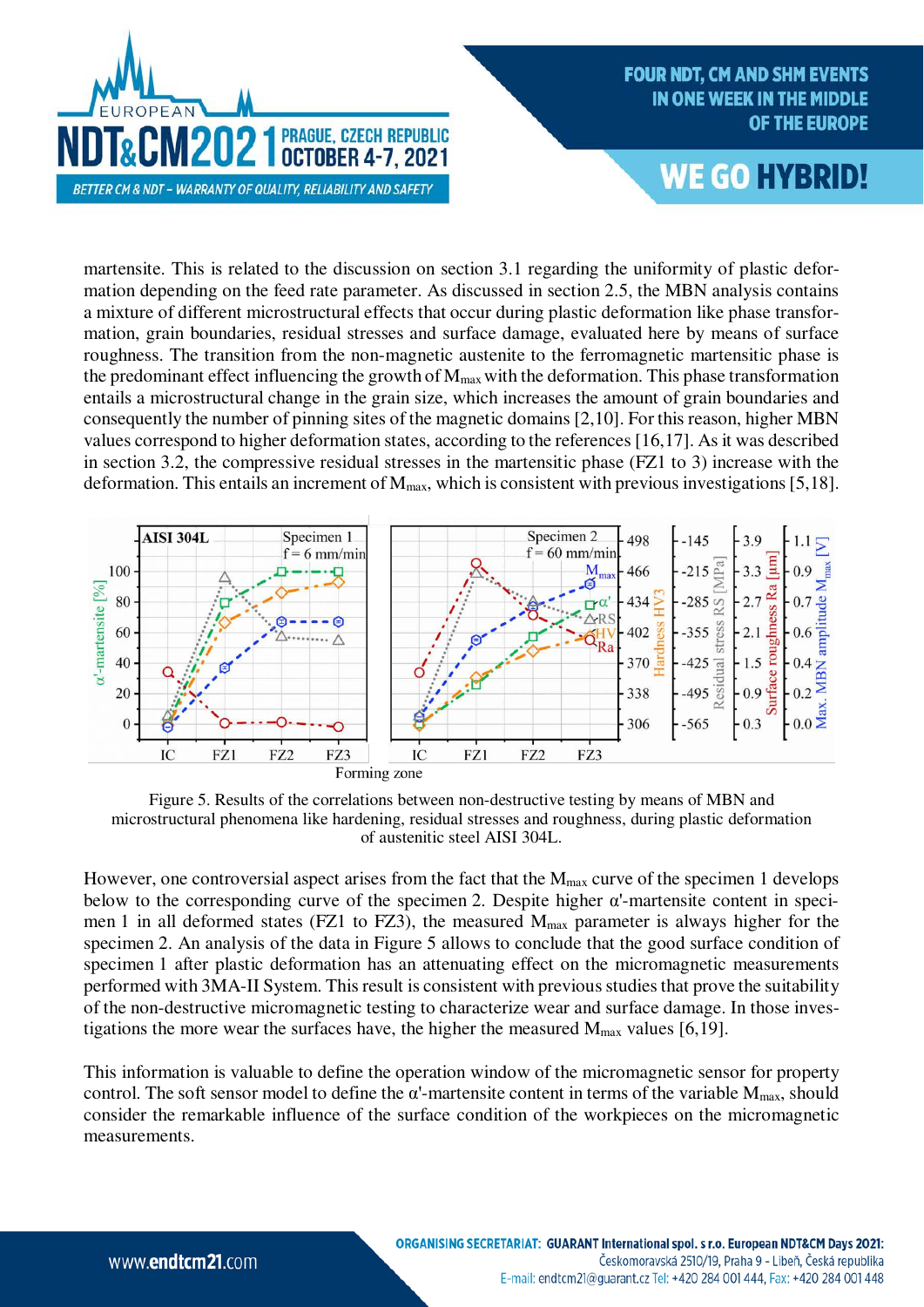martensite. This is related to the discussion on section 3.1 regarding the uniformity of plastic deformation depending on the feed rate parameter. As discussed in section 2.5, the MBN analysis contains a mixture of different microstructural effects that occur during plastic deformation like phase transformation, grain boundaries, residual stresses and surface damage, evaluated here by means of surface roughness. The transition from the non-magnetic austenite to the ferromagnetic martensitic phase is the predominant effect influencing the growth of $M_{max}$ with the deformation. This phase transformation entails a microstructural change in the grain size, which increases the amount of grain boundaries and consequently the number of pinning sites of the magnetic domains [2,10]. For this reason, higher MBN values correspond to higher deformation states, according to the references [16,17]. As it was described in section 3.2, the compressive residual stresses in the martensitic phase (FZ1 to 3) increase with the deformation. This entails an increment of $M_{max}$, which is consistent with previous investigations [5,18].

Figure 5. Results of the correlations between non-destructive testing by means of MBN and microstructural phenomena like hardening, residual stresses and roughness, during plastic deformation of austenitic steel AISI 304L.

However, one controversial aspect arises from the fact that the $M_{max}$ curve of the specimen 1 develops below to the corresponding curve of the specimen 2. Despite higher α'-martensite content in specimen 1 in all deformed states (FZ1 to FZ3), the measured $M_{max}$ parameter is always higher for the specimen 2. An analysis of the data in Figure 5 allows to conclude that the good surface condition of specimen 1 after plastic deformation has an attenuating effect on the micromagnetic measurements performed with 3MA-II System. This result is consistent with previous studies that prove the suitability of the non-destructive micromagnetic testing to characterize wear and surface damage. In those investigations the more wear the surfaces have, the higher the measured $M_{max}$ values [6,19].

This information is valuable to define the operation window of the micromagnetic sensor for property control. The soft sensor model to define the α'-martensite content in terms of the variable $M_{max}$, should consider the remarkable influence of the surface condition of the workpieces on the micromagnetic measurements.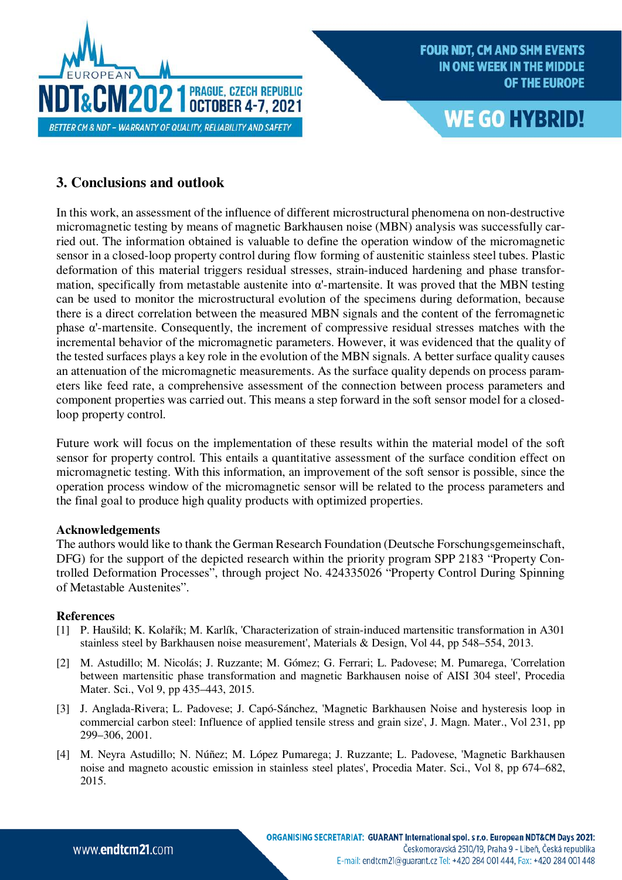## 3. Conclusions and outlook

In this work, an assessment of the influence of different microstructural phenomena on non-destructive micromagnetic testing by means of magnetic Barkhausen noise (MBN) analysis was successfully carried out. The information obtained is valuable to define the operation window of the micromagnetic sensor in a closed-loop property control during flow forming of austenitic stainless steel tubes. Plastic deformation of this material triggers residual stresses, strain-induced hardening and phase transformation, specifically from metastable austenite into α'-martensite. It was proved that the MBN testing can be used to monitor the microstructural evolution of the specimens during deformation, because there is a direct correlation between the measured MBN signals and the content of the ferromagnetic phase α'-martensite. Consequently, the increment of compressive residual stresses matches with the incremental behavior of the micromagnetic parameters. However, it was evidenced that the quality of the tested surfaces plays a key role in the evolution of the MBN signals. A better surface quality causes an attenuation of the micromagnetic measurements. As the surface quality depends on process parameters like feed rate, a comprehensive assessment of the connection between process parameters and component properties was carried out. This means a step forward in the soft sensor model for a closed-loop property control.

Future work will focus on the implementation of these results within the material model of the soft sensor for property control. This entails a quantitative assessment of the surface condition effect on micromagnetic testing. With this information, an improvement of the soft sensor is possible, since the operation process window of the micromagnetic sensor will be related to the process parameters and the final goal to produce high quality products with optimized properties.

### Acknowledgements

The authors would like to thank the German Research Foundation (Deutsche Forschungsgemeinschaft, DFG) for the support of the depicted research within the priority program SPP 2183 "Property Controlled Deformation Processes", through project No. 424335026 "Property Control During Spinning of Metastable Austenites".

### References

[1] P. Haušild; K. Kolařík; M. Karlík, 'Characterization of strain-induced martensitic transformation in A301 stainless steel by Barkhausen noise measurement', Materials & Design, Vol 44, pp 548–554, 2013.

[2] M. Astudillo; M. Nicolás; J. Ruzzante; M. Gómez; G. Ferrari; L. Padovese; M. Pumarega, 'Correlation between martensitic phase transformation and magnetic Barkhausen noise of AISI 304 steel', Procedia Mater. Sci., Vol 9, pp 435–443, 2015.

[3] J. Anglada-Rivera; L. Padovese; J. Capó-Sánchez, 'Magnetic Barkhausen Noise and hysteresis loop in commercial carbon steel: Influence of applied tensile stress and grain size', J. Magn. Mater., Vol 231, pp 299–306, 2001.

[4] M. Neyra Astudillo; N. Núñez; M. López Pumarega; J. Ruzzante; L. Padovese, 'Magnetic Barkhausen noise and magneto acoustic emission in stainless steel plates', Procedia Mater. Sci., Vol 8, pp 674–682, 2015.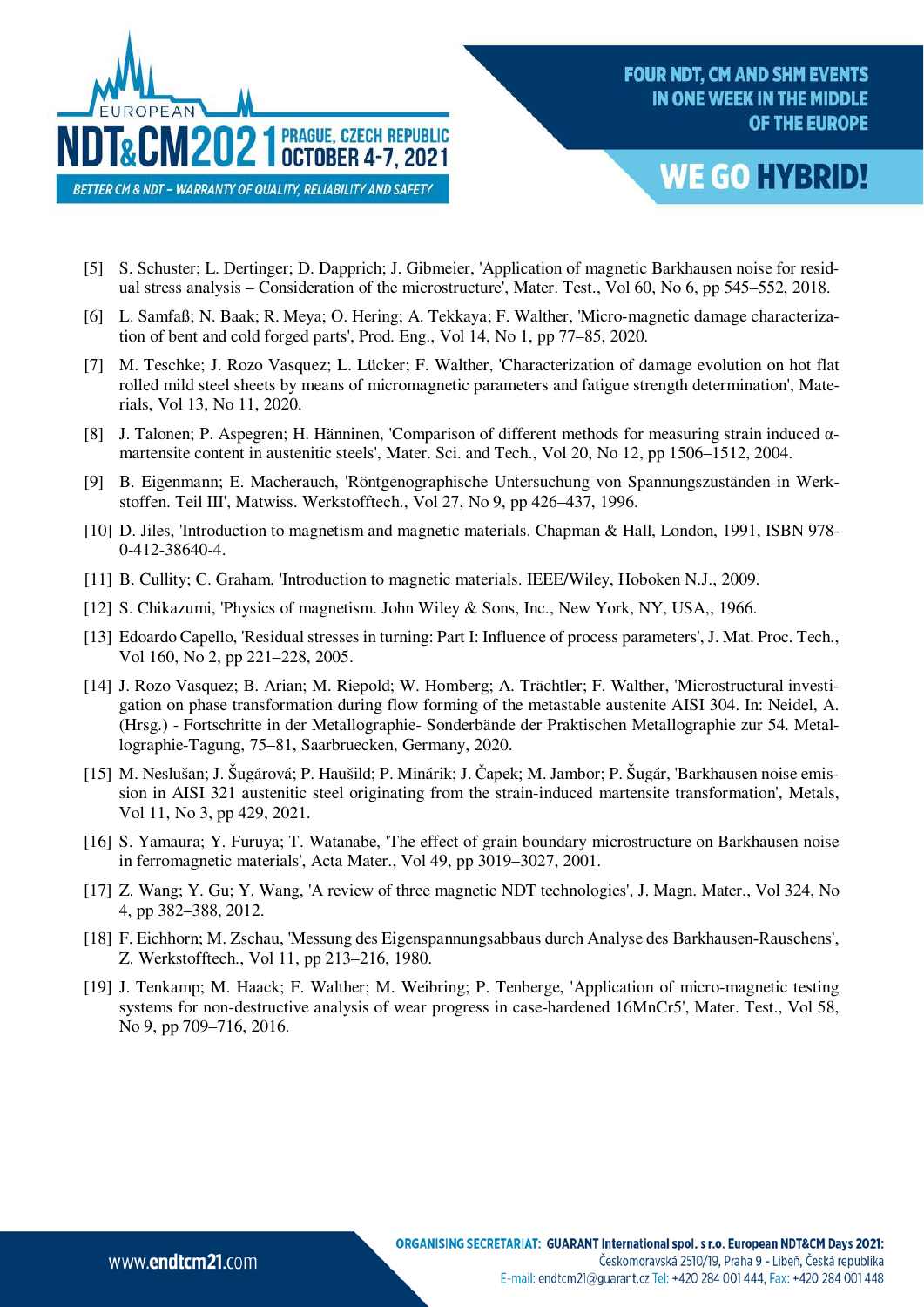[5] S. Schuster; L. Dertinger; D. Dapprich; J. Gibmeier, 'Application of magnetic Barkhausen noise for residual stress analysis – Consideration of the microstructure', Mater. Test., Vol 60, No 6, pp 545–552, 2018.

[6] L. Samfaß; N. Baak; R. Meya; O. Hering; A. Tekkaya; F. Walther, 'Micro-magnetic damage characterization of bent and cold forged parts', Prod. Eng., Vol 14, No 1, pp 77–85, 2020.

[7] M. Teschke; J. Rozo Vasquez; L. Lücker; F. Walther, 'Characterization of damage evolution on hot flat rolled mild steel sheets by means of micromagnetic parameters and fatigue strength determination', Materials, Vol 13, No 11, 2020.

[8] J. Talonen; P. Aspegren; H. Hänninen, 'Comparison of different methods for measuring strain induced α-martensite content in austenitic steels', Mater. Sci. and Tech., Vol 20, No 12, pp 1506–1512, 2004.

[9] B. Eigenmann; E. Macherauch, 'Röntgenographische Untersuchung von Spannungszuständen in Werkstoffen. Teil III', Matwiss. Werkstofftech., Vol 27, No 9, pp 426–437, 1996.

[10] D. Jiles, 'Introduction to magnetism and magnetic materials. Chapman & Hall, London, 1991, ISBN 978-0-412-38640-4.

[11] B. Cullity; C. Graham, 'Introduction to magnetic materials. IEEE/Wiley, Hoboken N.J., 2009.

[12] S. Chikazumi, 'Physics of magnetism. John Wiley & Sons, Inc., New York, NY, USA,, 1966.

[13] Edoardo Capello, 'Residual stresses in turning: Part I: Influence of process parameters', J. Mat. Proc. Tech., Vol 160, No 2, pp 221–228, 2005.

[14] J. Rozo Vasquez; B. Arian; M. Riepold; W. Homberg; A. Trächtler; F. Walther, 'Microstructural investigation on phase transformation during flow forming of the metastable austenite AISI 304. In: Neidel, A. (Hrsg.) - Fortschritte in der Metallographie- Sonderbände der Praktischen Metallographie zur 54. Metallographie-Tagung, 75–81, Saarbruecken, Germany, 2020.

[15] M. Neslušan; J. Šugárová; P. Haušild; P. Minárik; J. Čapek; M. Jambor; P. Šugár, 'Barkhausen noise emission in AISI 321 austenitic steel originating from the strain-induced martensite transformation', Metals, Vol 11, No 3, pp 429, 2021.

[16] S. Yamaura; Y. Furuya; T. Watanabe, 'The effect of grain boundary microstructure on Barkhausen noise in ferromagnetic materials', Acta Mater., Vol 49, pp 3019–3027, 2001.

[17] Z. Wang; Y. Gu; Y. Wang, 'A review of three magnetic NDT technologies', J. Magn. Mater., Vol 324, No 4, pp 382–388, 2012.

[18] F. Eichhorn; M. Zschau, 'Messung des Eigenspannungsabbaus durch Analyse des Barkhausen-Rauschens', Z. Werkstofftech., Vol 11, pp 213–216, 1980.

[19] J. Tenkamp; M. Haack; F. Walther; M. Weibring; P. Tenberge, 'Application of micro-magnetic testing systems for non-destructive analysis of wear progress in case-hardened 16MnCr5', Mater. Test., Vol 58, No 9, pp 709–716, 2016.